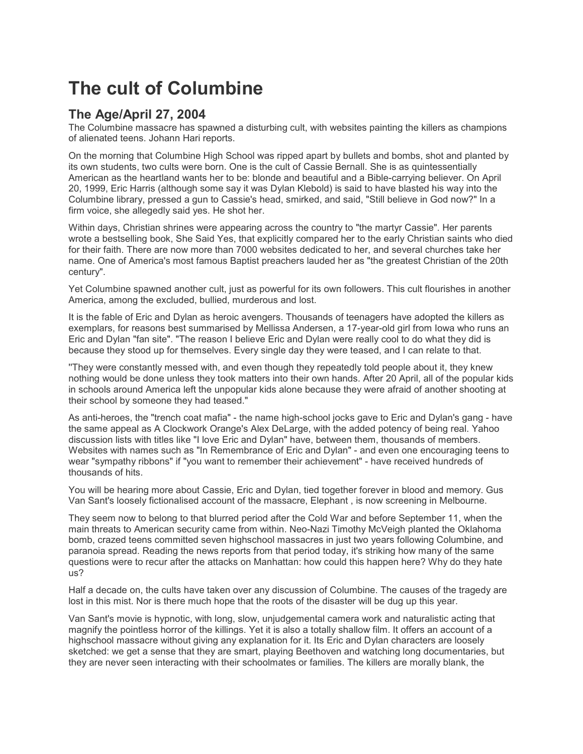# The cult of Columbine

## The Age/April 27, 2004

The Columbine massacre has spawned a disturbing cult, with websites painting the killers as champions of alienated teens. Johann Hari reports.

On the morning that Columbine High School was ripped apart by bullets and bombs, shot and planted by its own students, two cults were born. One is the cult of Cassie Bernall. She is as quintessentially American as the heartland wants her to be: blonde and beautiful and a Bible-carrying believer. On April 20, 1999, Eric Harris (although some say it was Dylan Klebold) is said to have blasted his way into the Columbine library, pressed a gun to Cassie's head, smirked, and said, "Still believe in God now?" In a firm voice, she allegedly said yes. He shot her.

Within days, Christian shrines were appearing across the country to "the martyr Cassie". Her parents wrote a bestselling book, She Said Yes, that explicitly compared her to the early Christian saints who died for their faith. There are now more than 7000 websites dedicated to her, and several churches take her name. One of America's most famous Baptist preachers lauded her as "the greatest Christian of the 20th century".

Yet Columbine spawned another cult, just as powerful for its own followers. This cult flourishes in another America, among the excluded, bullied, murderous and lost.

It is the fable of Eric and Dylan as heroic avengers. Thousands of teenagers have adopted the killers as exemplars, for reasons best summarised by Mellissa Andersen, a 17-year-old girl from Iowa who runs an Eric and Dylan "fan site". "The reason I believe Eric and Dylan were really cool to do what they did is because they stood up for themselves. Every single day they were teased, and I can relate to that.

"They were constantly messed with, and even though they repeatedly told people about it, they knew nothing would be done unless they took matters into their own hands. After 20 April, all of the popular kids in schools around America left the unpopular kids alone because they were afraid of another shooting at their school by someone they had teased."

As anti-heroes, the "trench coat mafia" - the name high-school jocks gave to Eric and Dylan's gang - have the same appeal as A Clockwork Orange's Alex DeLarge, with the added potency of being real. Yahoo discussion lists with titles like "I love Eric and Dylan" have, between them, thousands of members. Websites with names such as "In Remembrance of Eric and Dylan" - and even one encouraging teens to wear "sympathy ribbons" if "you want to remember their achievement" - have received hundreds of thousands of hits.

You will be hearing more about Cassie, Eric and Dylan, tied together forever in blood and memory. Gus Van Sant's loosely fictionalised account of the massacre, Elephant , is now screening in Melbourne.

They seem now to belong to that blurred period after the Cold War and before September 11, when the main threats to American security came from within. Neo-Nazi Timothy McVeigh planted the Oklahoma bomb, crazed teens committed seven highschool massacres in just two years following Columbine, and paranoia spread. Reading the news reports from that period today, it's striking how many of the same questions were to recur after the attacks on Manhattan: how could this happen here? Why do they hate us?

Half a decade on, the cults have taken over any discussion of Columbine. The causes of the tragedy are lost in this mist. Nor is there much hope that the roots of the disaster will be dug up this year.

Van Sant's movie is hypnotic, with long, slow, unjudgemental camera work and naturalistic acting that magnify the pointless horror of the killings. Yet it is also a totally shallow film. It offers an account of a highschool massacre without giving any explanation for it. Its Eric and Dylan characters are loosely sketched: we get a sense that they are smart, playing Beethoven and watching long documentaries, but they are never seen interacting with their schoolmates or families. The killers are morally blank, the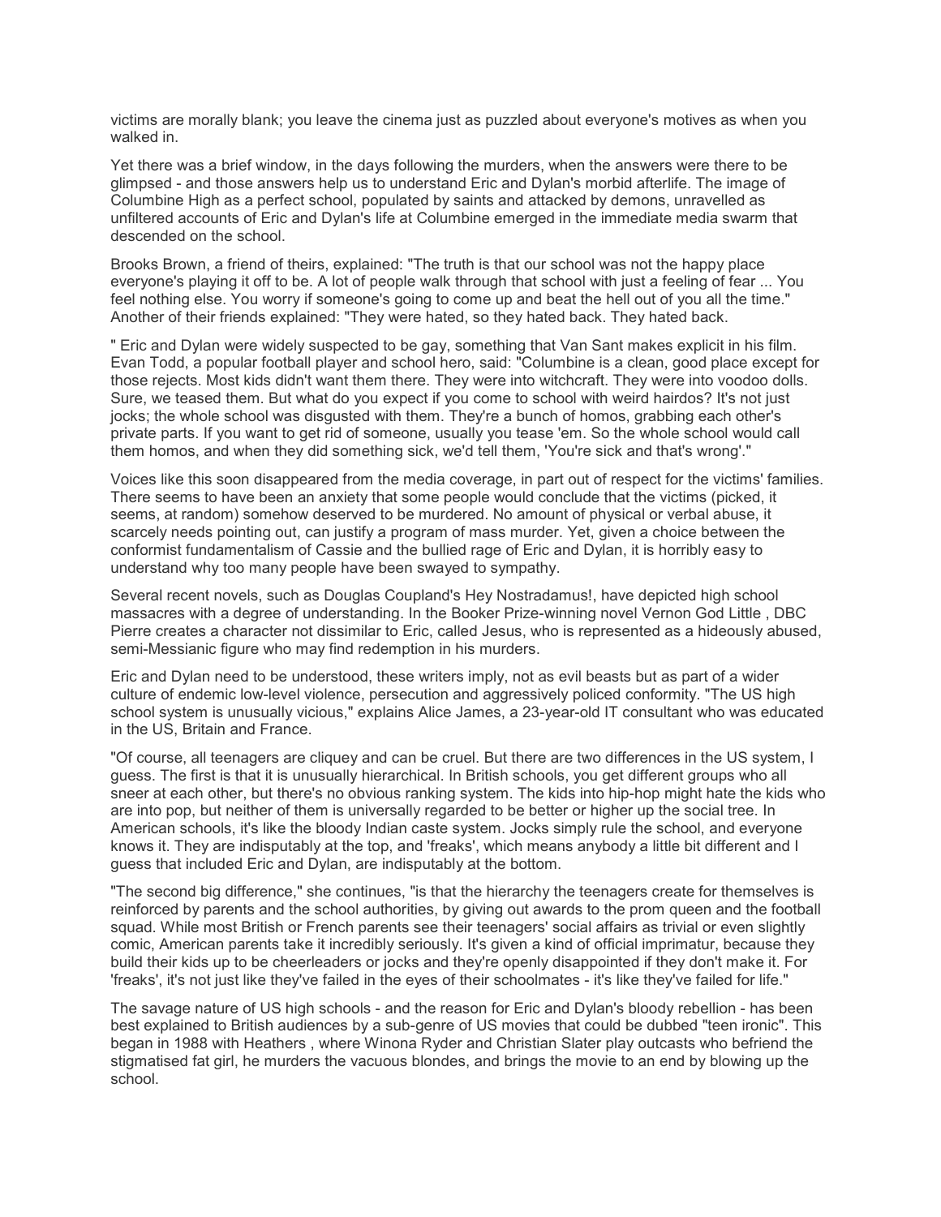victims are morally blank; you leave the cinema just as puzzled about everyone's motives as when you walked in.

Yet there was a brief window, in the days following the murders, when the answers were there to be glimpsed - and those answers help us to understand Eric and Dylan's morbid afterlife. The image of Columbine High as a perfect school, populated by saints and attacked by demons, unravelled as unfiltered accounts of Eric and Dylan's life at Columbine emerged in the immediate media swarm that descended on the school.

Brooks Brown, a friend of theirs, explained: "The truth is that our school was not the happy place everyone's playing it off to be. A lot of people walk through that school with just a feeling of fear ... You feel nothing else. You worry if someone's going to come up and beat the hell out of you all the time." Another of their friends explained: "They were hated, so they hated back. They hated back.

" Eric and Dylan were widely suspected to be gay, something that Van Sant makes explicit in his film. Evan Todd, a popular football player and school hero, said: "Columbine is a clean, good place except for those rejects. Most kids didn't want them there. They were into witchcraft. They were into voodoo dolls. Sure, we teased them. But what do you expect if you come to school with weird hairdos? It's not just jocks; the whole school was disgusted with them. They're a bunch of homos, grabbing each other's private parts. If you want to get rid of someone, usually you tease 'em. So the whole school would call them homos, and when they did something sick, we'd tell them, 'You're sick and that's wrong'."

Voices like this soon disappeared from the media coverage, in part out of respect for the victims' families. There seems to have been an anxiety that some people would conclude that the victims (picked, it seems, at random) somehow deserved to be murdered. No amount of physical or verbal abuse, it scarcely needs pointing out, can justify a program of mass murder. Yet, given a choice between the conformist fundamentalism of Cassie and the bullied rage of Eric and Dylan, it is horribly easy to understand why too many people have been swayed to sympathy.

Several recent novels, such as Douglas Coupland's Hey Nostradamus!, have depicted high school massacres with a degree of understanding. In the Booker Prize-winning novel Vernon God Little , DBC Pierre creates a character not dissimilar to Eric, called Jesus, who is represented as a hideously abused, semi-Messianic figure who may find redemption in his murders.

Eric and Dylan need to be understood, these writers imply, not as evil beasts but as part of a wider culture of endemic low-level violence, persecution and aggressively policed conformity. "The US high school system is unusually vicious," explains Alice James, a 23-year-old IT consultant who was educated in the US, Britain and France.

"Of course, all teenagers are cliquey and can be cruel. But there are two differences in the US system, I guess. The first is that it is unusually hierarchical. In British schools, you get different groups who all sneer at each other, but there's no obvious ranking system. The kids into hip-hop might hate the kids who are into pop, but neither of them is universally regarded to be better or higher up the social tree. In American schools, it's like the bloody Indian caste system. Jocks simply rule the school, and everyone knows it. They are indisputably at the top, and 'freaks', which means anybody a little bit different and I guess that included Eric and Dylan, are indisputably at the bottom.

"The second big difference," she continues, "is that the hierarchy the teenagers create for themselves is reinforced by parents and the school authorities, by giving out awards to the prom queen and the football squad. While most British or French parents see their teenagers' social affairs as trivial or even slightly comic, American parents take it incredibly seriously. It's given a kind of official imprimatur, because they build their kids up to be cheerleaders or jocks and they're openly disappointed if they don't make it. For 'freaks', it's not just like they've failed in the eyes of their schoolmates - it's like they've failed for life."

The savage nature of US high schools - and the reason for Eric and Dylan's bloody rebellion - has been best explained to British audiences by a sub-genre of US movies that could be dubbed "teen ironic". This began in 1988 with Heathers , where Winona Ryder and Christian Slater play outcasts who befriend the stigmatised fat girl, he murders the vacuous blondes, and brings the movie to an end by blowing up the school.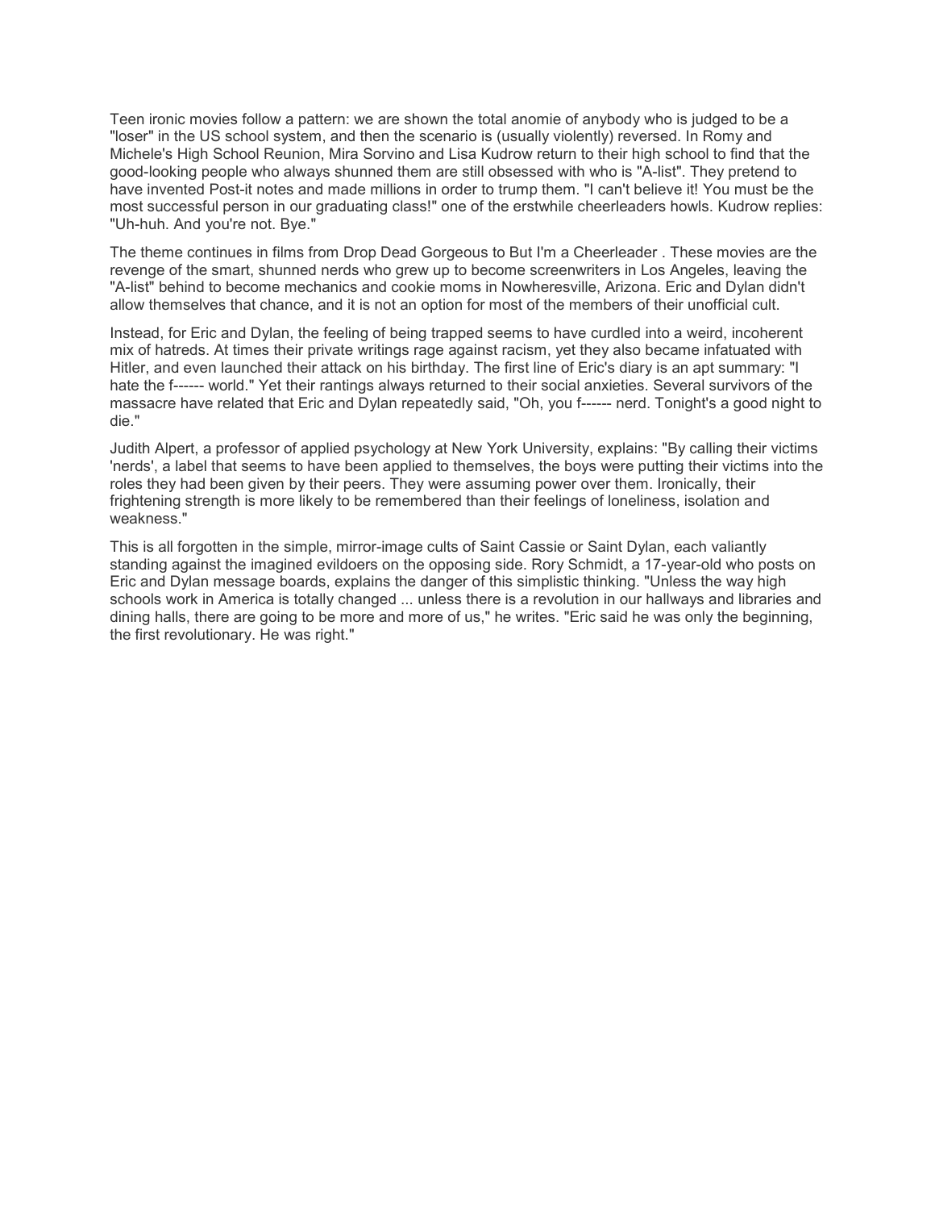Teen ironic movies follow a pattern: we are shown the total anomie of anybody who is judged to be a "loser" in the US school system, and then the scenario is (usually violently) reversed. In Romy and Michele's High School Reunion, Mira Sorvino and Lisa Kudrow return to their high school to find that the good-looking people who always shunned them are still obsessed with who is "A-list". They pretend to have invented Post-it notes and made millions in order to trump them. "I can't believe it! You must be the most successful person in our graduating class!" one of the erstwhile cheerleaders howls. Kudrow replies: "Uh-huh. And you're not. Bye."

The theme continues in films from Drop Dead Gorgeous to But I'm a Cheerleader . These movies are the revenge of the smart, shunned nerds who grew up to become screenwriters in Los Angeles, leaving the "A-list" behind to become mechanics and cookie moms in Nowheresville, Arizona. Eric and Dylan didn't allow themselves that chance, and it is not an option for most of the members of their unofficial cult.

Instead, for Eric and Dylan, the feeling of being trapped seems to have curdled into a weird, incoherent mix of hatreds. At times their private writings rage against racism, yet they also became infatuated with Hitler, and even launched their attack on his birthday. The first line of Eric's diary is an apt summary: "I hate the f------ world." Yet their rantings always returned to their social anxieties. Several survivors of the massacre have related that Eric and Dylan repeatedly said, "Oh, you f------ nerd. Tonight's a good night to die."

Judith Alpert, a professor of applied psychology at New York University, explains: "By calling their victims 'nerds', a label that seems to have been applied to themselves, the boys were putting their victims into the roles they had been given by their peers. They were assuming power over them. Ironically, their frightening strength is more likely to be remembered than their feelings of loneliness, isolation and weakness."

This is all forgotten in the simple, mirror-image cults of Saint Cassie or Saint Dylan, each valiantly standing against the imagined evildoers on the opposing side. Rory Schmidt, a 17-year-old who posts on Eric and Dylan message boards, explains the danger of this simplistic thinking. "Unless the way high schools work in America is totally changed ... unless there is a revolution in our hallways and libraries and dining halls, there are going to be more and more of us," he writes. "Eric said he was only the beginning, the first revolutionary. He was right."